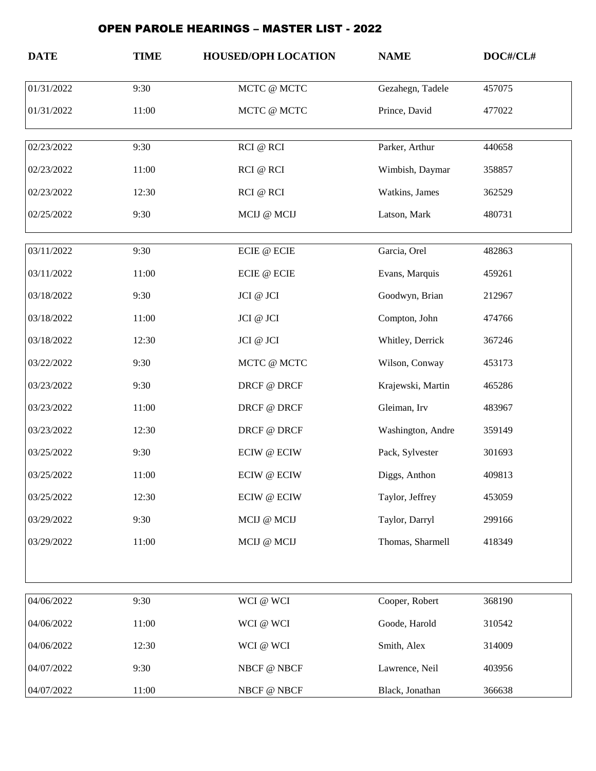# OPEN PAROLE HEARINGS – MASTER LIST - 2022

| DATE | TIME | HOUSED/OPH LOCATION | NAME | DOC#/CL# |
|---|---|---|---|---|
| 01/31/2022 | 9:30 | MCTC @ MCTC | Gezahegn, Tadele | 457075 |
| 01/31/2022 | 11:00 | MCTC @ MCTC | Prince, David | 477022 |
| 02/23/2022 | 9:30 | RCI @ RCI | Parker, Arthur | 440658 |
| 02/23/2022 | 11:00 | RCI @ RCI | Wimbish, Daymar | 358857 |
| 02/23/2022 | 12:30 | RCI @ RCI | Watkins, James | 362529 |
| 02/25/2022 | 9:30 | MCIJ @ MCIJ | Latson, Mark | 480731 |
| 03/11/2022 | 9:30 | ECIE @ ECIE | Garcia, Orel | 482863 |
| 03/11/2022 | 11:00 | ECIE @ ECIE | Evans, Marquis | 459261 |
| 03/18/2022 | 9:30 | JCI @ JCI | Goodwyn, Brian | 212967 |
| 03/18/2022 | 11:00 | JCI @ JCI | Compton, John | 474766 |
| 03/18/2022 | 12:30 | JCI @ JCI | Whitley, Derrick | 367246 |
| 03/22/2022 | 9:30 | MCTC @ MCTC | Wilson, Conway | 453173 |
| 03/23/2022 | 9:30 | DRCF @ DRCF | Krajewski, Martin | 465286 |
| 03/23/2022 | 11:00 | DRCF @ DRCF | Gleiman, Irv | 483967 |
| 03/23/2022 | 12:30 | DRCF @ DRCF | Washington, Andre | 359149 |
| 03/25/2022 | 9:30 | ECIW @ ECIW | Pack, Sylvester | 301693 |
| 03/25/2022 | 11:00 | ECIW @ ECIW | Diggs, Anthon | 409813 |
| 03/25/2022 | 12:30 | ECIW @ ECIW | Taylor, Jeffrey | 453059 |
| 03/29/2022 | 9:30 | MCIJ @ MCIJ | Taylor, Darryl | 299166 |
| 03/29/2022 | 11:00 | MCIJ @ MCIJ | Thomas, Sharmell | 418349 |
| 04/06/2022 | 9:30 | WCI @ WCI | Cooper, Robert | 368190 |
| 04/06/2022 | 11:00 | WCI @ WCI | Goode, Harold | 310542 |
| 04/06/2022 | 12:30 | WCI @ WCI | Smith, Alex | 314009 |
| 04/07/2022 | 9:30 | NBCF @ NBCF | Lawrence, Neil | 403956 |
| 04/07/2022 | 11:00 | NBCF @ NBCF | Black, Jonathan | 366638 |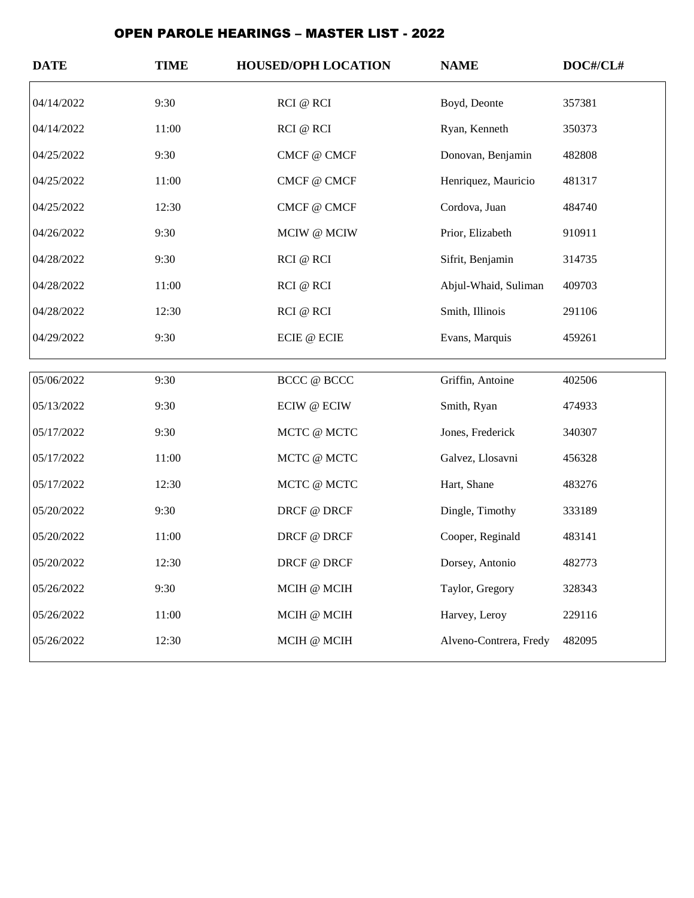## OPEN PAROLE HEARINGS – MASTER LIST - 2022

| DATE | TIME | HOUSED/OPH LOCATION | NAME | DOC#/CL# |
|---|---|---|---|---|
| 04/14/2022 | 9:30 | RCI @ RCI | Boyd, Deonte | 357381 |
| 04/14/2022 | 11:00 | RCI @ RCI | Ryan, Kenneth | 350373 |
| 04/25/2022 | 9:30 | CMCF @ CMCF | Donovan, Benjamin | 482808 |
| 04/25/2022 | 11:00 | CMCF @ CMCF | Henriquez, Mauricio | 481317 |
| 04/25/2022 | 12:30 | CMCF @ CMCF | Cordova, Juan | 484740 |
| 04/26/2022 | 9:30 | MCIW @ MCIW | Prior, Elizabeth | 910911 |
| 04/28/2022 | 9:30 | RCI @ RCI | Sifrit, Benjamin | 314735 |
| 04/28/2022 | 11:00 | RCI @ RCI | Abjul-Whaid, Suliman | 409703 |
| 04/28/2022 | 12:30 | RCI @ RCI | Smith, Illinois | 291106 |
| 04/29/2022 | 9:30 | ECIE @ ECIE | Evans, Marquis | 459261 |
| 05/06/2022 | 9:30 | BCCC @ BCCC | Griffin, Antoine | 402506 |
| 05/13/2022 | 9:30 | ECIW @ ECIW | Smith, Ryan | 474933 |
| 05/17/2022 | 9:30 | MCTC @ MCTC | Jones, Frederick | 340307 |
| 05/17/2022 | 11:00 | MCTC @ MCTC | Galvez, Llosavni | 456328 |
| 05/17/2022 | 12:30 | MCTC @ MCTC | Hart, Shane | 483276 |
| 05/20/2022 | 9:30 | DRCF @ DRCF | Dingle, Timothy | 333189 |
| 05/20/2022 | 11:00 | DRCF @ DRCF | Cooper, Reginald | 483141 |
| 05/20/2022 | 12:30 | DRCF @ DRCF | Dorsey, Antonio | 482773 |
| 05/26/2022 | 9:30 | MCIH @ MCIH | Taylor, Gregory | 328343 |
| 05/26/2022 | 11:00 | MCIH @ MCIH | Harvey, Leroy | 229116 |
| 05/26/2022 | 12:30 | MCIH @ MCIH | Alveno-Contrera, Fredy | 482095 |